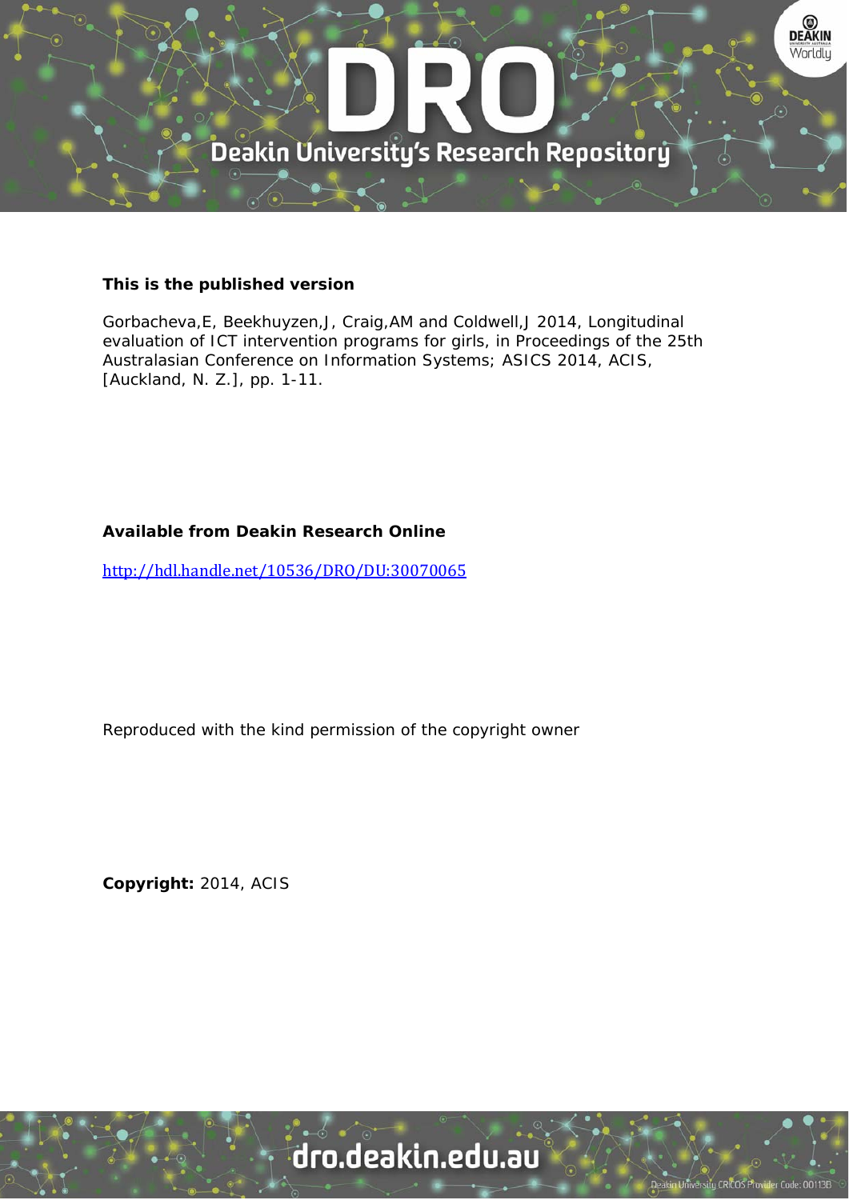**This is the published version**

Gorbacheva,E, Beekhuyzen,J, Craig,AM and Coldwell,J 2014, Longitudinal evaluation of ICT intervention programs for girls, in Proceedings of the 25th Australasian Conference on Information Systems; ASICS 2014, ACIS, [Auckland, N. Z.], pp. 1-11.

**Available from Deakin Research Online**

http://hdl.handle.net/10536/DRO/DU:30070065

Reproduced with the kind permission of the copyright owner

**Copyright:** 2014, ACIS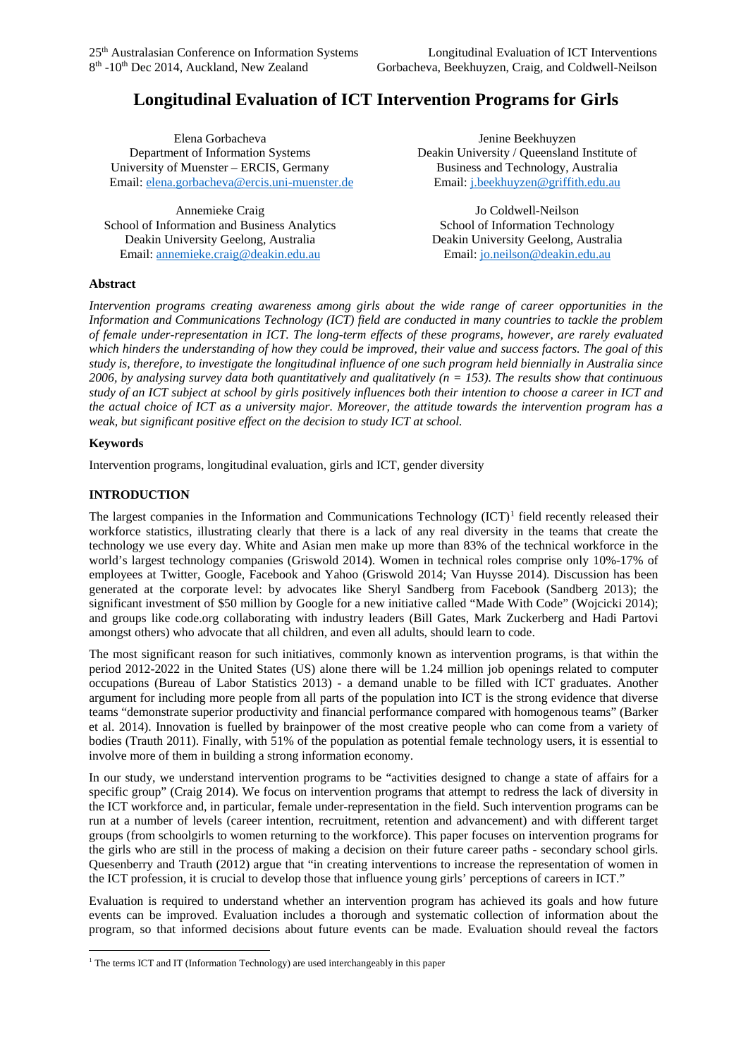# Longitudinal Evaluation of ICT Intervention Programs for Girls

Elena Gorbacheva
Department of Information Systems
University of Muenster – ERCIS, Germany
Email: elena.gorbacheva@ercis.uni-muenster.de

Jenine Beekhuyzen
Deakin University / Queensland Institute of Business and Technology, Australia
Email: j.beekhuyzen@griffith.edu.au

Annemieke Craig
School of Information and Business Analytics
Deakin University Geelong, Australia
Email: annemieke.craig@deakin.edu.au

Jo Coldwell-Neilson
School of Information Technology
Deakin University Geelong, Australia
Email: jo.neilson@deakin.edu.au

## Abstract

*Intervention programs creating awareness among girls about the wide range of career opportunities in the Information and Communications Technology (ICT) field are conducted in many countries to tackle the problem of female under-representation in ICT. The long-term effects of these programs, however, are rarely evaluated which hinders the understanding of how they could be improved, their value and success factors. The goal of this study is, therefore, to investigate the longitudinal influence of one such program held biennially in Australia since 2006, by analysing survey data both quantitatively and qualitatively (n = 153). The results show that continuous study of an ICT subject at school by girls positively influences both their intention to choose a career in ICT and the actual choice of ICT as a university major. Moreover, the attitude towards the intervention program has a weak, but significant positive effect on the decision to study ICT at school.*

## Keywords

Intervention programs, longitudinal evaluation, girls and ICT, gender diversity

## INTRODUCTION

The largest companies in the Information and Communications Technology (ICT)[1] field recently released their workforce statistics, illustrating clearly that there is a lack of any real diversity in the teams that create the technology we use every day. White and Asian men make up more than 83% of the technical workforce in the world's largest technology companies (Griswold 2014). Women in technical roles comprise only 10%-17% of employees at Twitter, Google, Facebook and Yahoo (Griswold 2014; Van Huysse 2014). Discussion has been generated at the corporate level: by advocates like Sheryl Sandberg from Facebook (Sandberg 2013); the significant investment of $50 million by Google for a new initiative called "Made With Code" (Wojcicki 2014); and groups like code.org collaborating with industry leaders (Bill Gates, Mark Zuckerberg and Hadi Partovi amongst others) who advocate that all children, and even all adults, should learn to code.

The most significant reason for such initiatives, commonly known as intervention programs, is that within the period 2012-2022 in the United States (US) alone there will be 1.24 million job openings related to computer occupations (Bureau of Labor Statistics 2013) - a demand unable to be filled with ICT graduates. Another argument for including more people from all parts of the population into ICT is the strong evidence that diverse teams "demonstrate superior productivity and financial performance compared with homogenous teams" (Barker et al. 2014). Innovation is fuelled by brainpower of the most creative people who can come from a variety of bodies (Trauth 2011). Finally, with 51% of the population as potential female technology users, it is essential to involve more of them in building a strong information economy.

In our study, we understand intervention programs to be "activities designed to change a state of affairs for a specific group" (Craig 2014). We focus on intervention programs that attempt to redress the lack of diversity in the ICT workforce and, in particular, female under-representation in the field. Such intervention programs can be run at a number of levels (career intention, recruitment, retention and advancement) and with different target groups (from schoolgirls to women returning to the workforce). This paper focuses on intervention programs for the girls who are still in the process of making a decision on their future career paths - secondary school girls. Quesenberry and Trauth (2012) argue that "in creating interventions to increase the representation of women in the ICT profession, it is crucial to develop those that influence young girls' perceptions of careers in ICT."

Evaluation is required to understand whether an intervention program has achieved its goals and how future events can be improved. Evaluation includes a thorough and systematic collection of information about the program, so that informed decisions about future events can be made. Evaluation should reveal the factors

[1] The terms ICT and IT (Information Technology) are used interchangeably in this paper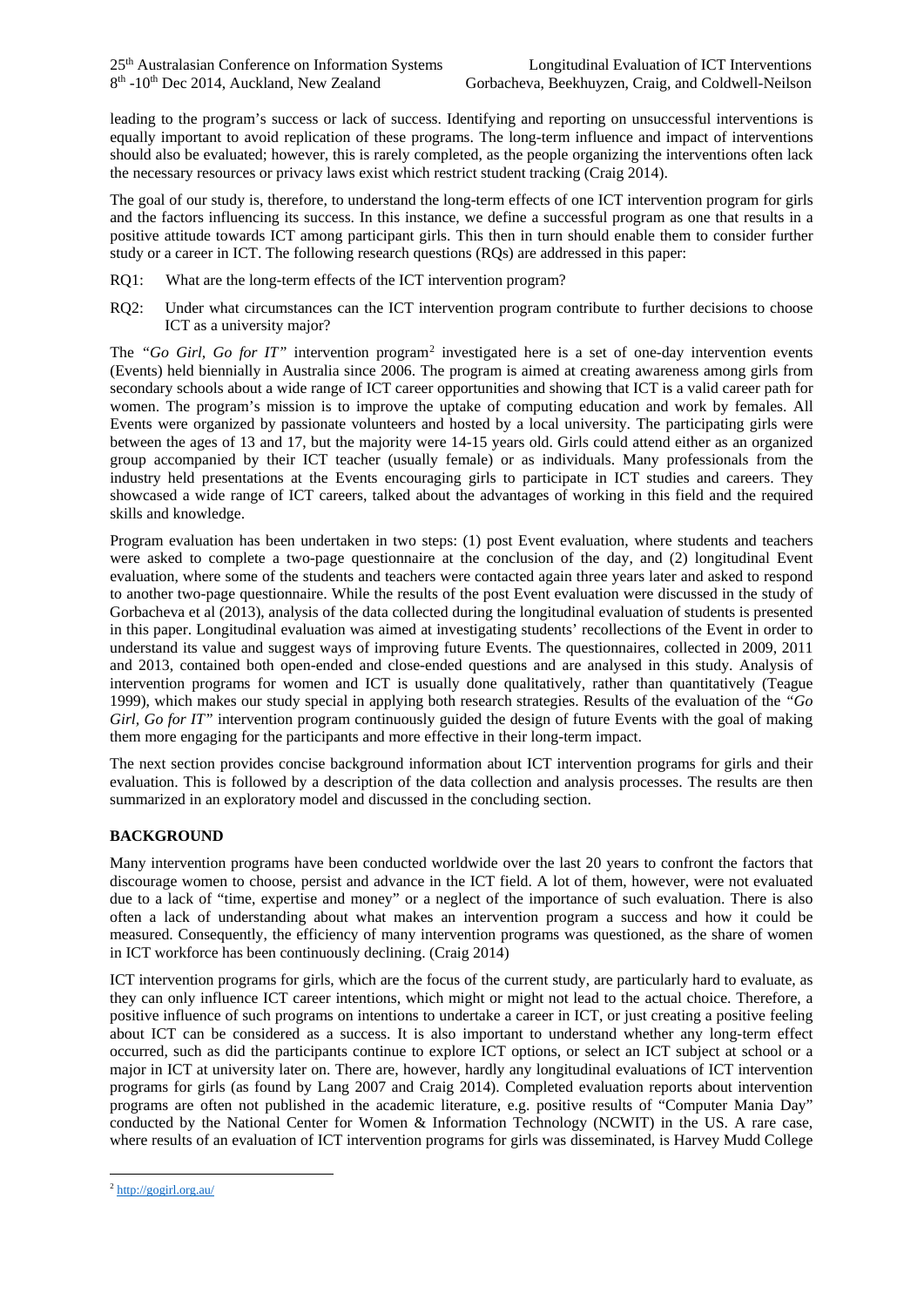leading to the program's success or lack of success. Identifying and reporting on unsuccessful interventions is equally important to avoid replication of these programs. The long-term influence and impact of interventions should also be evaluated; however, this is rarely completed, as the people organizing the interventions often lack the necessary resources or privacy laws exist which restrict student tracking (Craig 2014).

The goal of our study is, therefore, to understand the long-term effects of one ICT intervention program for girls and the factors influencing its success. In this instance, we define a successful program as one that results in a positive attitude towards ICT among participant girls. This then in turn should enable them to consider further study or a career in ICT. The following research questions (RQs) are addressed in this paper:

RQ1: What are the long-term effects of the ICT intervention program?

RQ2: Under what circumstances can the ICT intervention program contribute to further decisions to choose ICT as a university major?

The *"Go Girl, Go for IT"* intervention program[2] investigated here is a set of one-day intervention events (Events) held biennially in Australia since 2006. The program is aimed at creating awareness among girls from secondary schools about a wide range of ICT career opportunities and showing that ICT is a valid career path for women. The program's mission is to improve the uptake of computing education and work by females. All Events were organized by passionate volunteers and hosted by a local university. The participating girls were between the ages of 13 and 17, but the majority were 14-15 years old. Girls could attend either as an organized group accompanied by their ICT teacher (usually female) or as individuals. Many professionals from the industry held presentations at the Events encouraging girls to participate in ICT studies and careers. They showcased a wide range of ICT careers, talked about the advantages of working in this field and the required skills and knowledge.

Program evaluation has been undertaken in two steps: (1) post Event evaluation, where students and teachers were asked to complete a two-page questionnaire at the conclusion of the day, and (2) longitudinal Event evaluation, where some of the students and teachers were contacted again three years later and asked to respond to another two-page questionnaire. While the results of the post Event evaluation were discussed in the study of Gorbacheva et al (2013), analysis of the data collected during the longitudinal evaluation of students is presented in this paper. Longitudinal evaluation was aimed at investigating students' recollections of the Event in order to understand its value and suggest ways of improving future Events. The questionnaires, collected in 2009, 2011 and 2013, contained both open-ended and close-ended questions and are analysed in this study. Analysis of intervention programs for women and ICT is usually done qualitatively, rather than quantitatively (Teague 1999), which makes our study special in applying both research strategies. Results of the evaluation of the *"Go Girl, Go for IT"* intervention program continuously guided the design of future Events with the goal of making them more engaging for the participants and more effective in their long-term impact.

The next section provides concise background information about ICT intervention programs for girls and their evaluation. This is followed by a description of the data collection and analysis processes. The results are then summarized in an exploratory model and discussed in the concluding section.

## BACKGROUND

Many intervention programs have been conducted worldwide over the last 20 years to confront the factors that discourage women to choose, persist and advance in the ICT field. A lot of them, however, were not evaluated due to a lack of "time, expertise and money" or a neglect of the importance of such evaluation. There is also often a lack of understanding about what makes an intervention program a success and how it could be measured. Consequently, the efficiency of many intervention programs was questioned, as the share of women in ICT workforce has been continuously declining. (Craig 2014)

ICT intervention programs for girls, which are the focus of the current study, are particularly hard to evaluate, as they can only influence ICT career intentions, which might or might not lead to the actual choice. Therefore, a positive influence of such programs on intentions to undertake a career in ICT, or just creating a positive feeling about ICT can be considered as a success. It is also important to understand whether any long-term effect occurred, such as did the participants continue to explore ICT options, or select an ICT subject at school or a major in ICT at university later on. There are, however, hardly any longitudinal evaluations of ICT intervention programs for girls (as found by Lang 2007 and Craig 2014). Completed evaluation reports about intervention programs are often not published in the academic literature, e.g. positive results of "Computer Mania Day" conducted by the National Center for Women & Information Technology (NCWIT) in the US. A rare case, where results of an evaluation of ICT intervention programs for girls was disseminated, is Harvey Mudd College

[2] http://gogirl.org.au/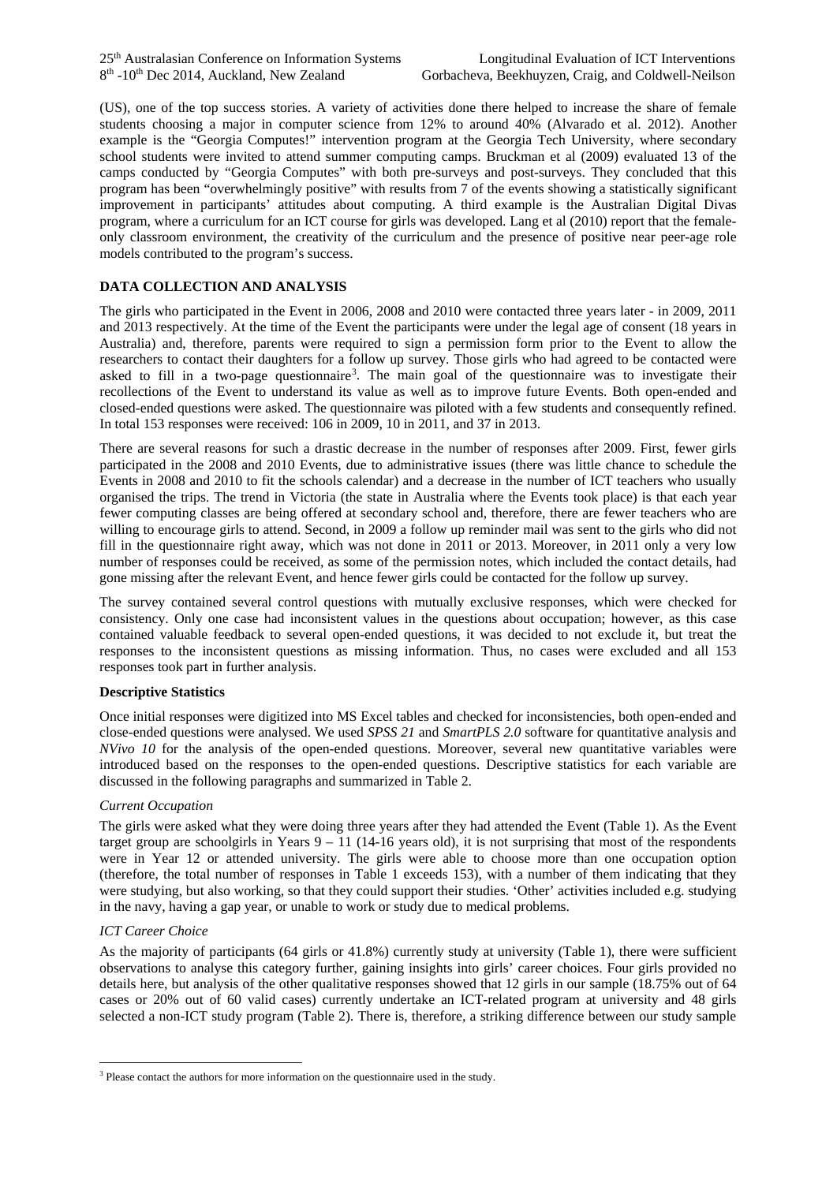(US), one of the top success stories. A variety of activities done there helped to increase the share of female students choosing a major in computer science from 12% to around 40% (Alvarado et al. 2012). Another example is the "Georgia Computes!" intervention program at the Georgia Tech University, where secondary school students were invited to attend summer computing camps. Bruckman et al (2009) evaluated 13 of the camps conducted by "Georgia Computes" with both pre-surveys and post-surveys. They concluded that this program has been "overwhelmingly positive" with results from 7 of the events showing a statistically significant improvement in participants' attitudes about computing. A third example is the Australian Digital Divas program, where a curriculum for an ICT course for girls was developed. Lang et al (2010) report that the female-only classroom environment, the creativity of the curriculum and the presence of positive near peer-age role models contributed to the program's success.

## DATA COLLECTION AND ANALYSIS

The girls who participated in the Event in 2006, 2008 and 2010 were contacted three years later - in 2009, 2011 and 2013 respectively. At the time of the Event the participants were under the legal age of consent (18 years in Australia) and, therefore, parents were required to sign a permission form prior to the Event to allow the researchers to contact their daughters for a follow up survey. Those girls who had agreed to be contacted were asked to fill in a two-page questionnaire[3]. The main goal of the questionnaire was to investigate their recollections of the Event to understand its value as well as to improve future Events. Both open-ended and closed-ended questions were asked. The questionnaire was piloted with a few students and consequently refined. In total 153 responses were received: 106 in 2009, 10 in 2011, and 37 in 2013.

There are several reasons for such a drastic decrease in the number of responses after 2009. First, fewer girls participated in the 2008 and 2010 Events, due to administrative issues (there was little chance to schedule the Events in 2008 and 2010 to fit the schools calendar) and a decrease in the number of ICT teachers who usually organised the trips. The trend in Victoria (the state in Australia where the Events took place) is that each year fewer computing classes are being offered at secondary school and, therefore, there are fewer teachers who are willing to encourage girls to attend. Second, in 2009 a follow up reminder mail was sent to the girls who did not fill in the questionnaire right away, which was not done in 2011 or 2013. Moreover, in 2011 only a very low number of responses could be received, as some of the permission notes, which included the contact details, had gone missing after the relevant Event, and hence fewer girls could be contacted for the follow up survey.

The survey contained several control questions with mutually exclusive responses, which were checked for consistency. Only one case had inconsistent values in the questions about occupation; however, as this case contained valuable feedback to several open-ended questions, it was decided to not exclude it, but treat the responses to the inconsistent questions as missing information. Thus, no cases were excluded and all 153 responses took part in further analysis.

### Descriptive Statistics

Once initial responses were digitized into MS Excel tables and checked for inconsistencies, both open-ended and close-ended questions were analysed. We used *SPSS 21* and *SmartPLS 2.0* software for quantitative analysis and *NVivo 10* for the analysis of the open-ended questions. Moreover, several new quantitative variables were introduced based on the responses to the open-ended questions. Descriptive statistics for each variable are discussed in the following paragraphs and summarized in Table 2.

#### *Current Occupation*

The girls were asked what they were doing three years after they had attended the Event (Table 1). As the Event target group are schoolgirls in Years 9 – 11 (14-16 years old), it is not surprising that most of the respondents were in Year 12 or attended university. The girls were able to choose more than one occupation option (therefore, the total number of responses in Table 1 exceeds 153), with a number of them indicating that they were studying, but also working, so that they could support their studies. 'Other' activities included e.g. studying in the navy, having a gap year, or unable to work or study due to medical problems.

#### *ICT Career Choice*

As the majority of participants (64 girls or 41.8%) currently study at university (Table 1), there were sufficient observations to analyse this category further, gaining insights into girls' career choices. Four girls provided no details here, but analysis of the other qualitative responses showed that 12 girls in our sample (18.75% out of 64 cases or 20% out of 60 valid cases) currently undertake an ICT-related program at university and 48 girls selected a non-ICT study program (Table 2). There is, therefore, a striking difference between our study sample

[3] Please contact the authors for more information on the questionnaire used in the study.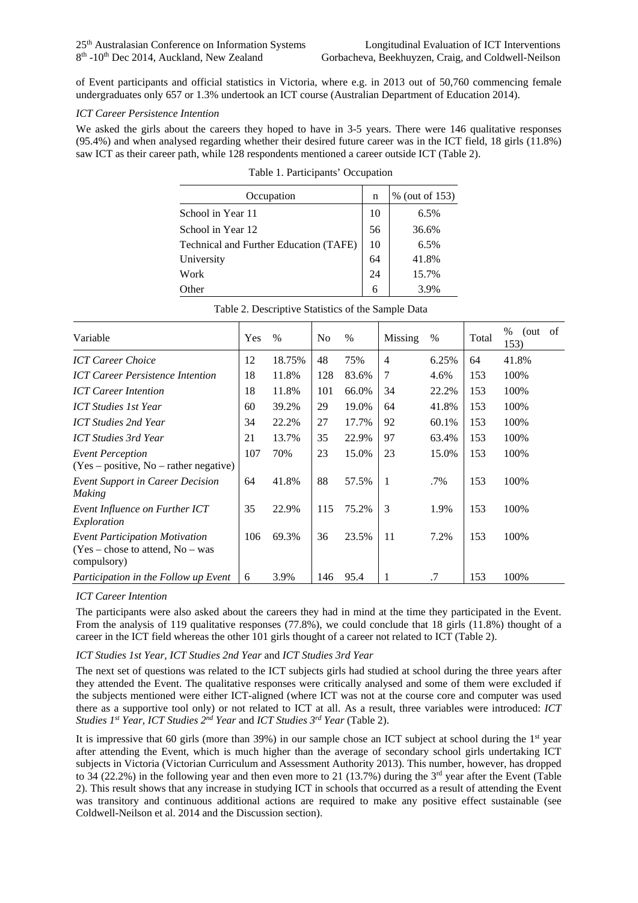of Event participants and official statistics in Victoria, where e.g. in 2013 out of 50,760 commencing female undergraduates only 657 or 1.3% undertook an ICT course (Australian Department of Education 2014).

*ICT Career Persistence Intention*

We asked the girls about the careers they hoped to have in 3-5 years. There were 146 qualitative responses (95.4%) and when analysed regarding whether their desired future career was in the ICT field, 18 girls (11.8%) saw ICT as their career path, while 128 respondents mentioned a career outside ICT (Table 2).

Table 1. Participants' Occupation

| Occupation | n | % (out of 153) |
|---|---|---|
| School in Year 11 | 10 | 6.5% |
| School in Year 12 | 56 | 36.6% |
| Technical and Further Education (TAFE) | 10 | 6.5% |
| University | 64 | 41.8% |
| Work | 24 | 15.7% |
| Other | 6 | 3.9% |

Table 2. Descriptive Statistics of the Sample Data

| Variable | Yes | % | No | % | Missing | % | Total | % (out of 153) |
|---|---|---|---|---|---|---|---|---|
| *ICT Career Choice* | 12 | 18.75% | 48 | 75% | 4 | 6.25% | 64 | 41.8% |
| *ICT Career Persistence Intention* | 18 | 11.8% | 128 | 83.6% | 7 | 4.6% | 153 | 100% |
| *ICT Career Intention* | 18 | 11.8% | 101 | 66.0% | 34 | 22.2% | 153 | 100% |
| *ICT Studies 1st Year* | 60 | 39.2% | 29 | 19.0% | 64 | 41.8% | 153 | 100% |
| *ICT Studies 2nd Year* | 34 | 22.2% | 27 | 17.7% | 92 | 60.1% | 153 | 100% |
| *ICT Studies 3rd Year* | 21 | 13.7% | 35 | 22.9% | 97 | 63.4% | 153 | 100% |
| *Event Perception* (Yes – positive, No – rather negative) | 107 | 70% | 23 | 15.0% | 23 | 15.0% | 153 | 100% |
| *Event Support in Career Decision Making* | 64 | 41.8% | 88 | 57.5% | 1 | .7% | 153 | 100% |
| *Event Influence on Further ICT Exploration* | 35 | 22.9% | 115 | 75.2% | 3 | 1.9% | 153 | 100% |
| *Event Participation Motivation* (Yes – chose to attend, No – was compulsory) | 106 | 69.3% | 36 | 23.5% | 11 | 7.2% | 153 | 100% |
| *Participation in the Follow up Event* | 6 | 3.9% | 146 | 95.4 | 1 | .7 | 153 | 100% |

*ICT Career Intention*

The participants were also asked about the careers they had in mind at the time they participated in the Event. From the analysis of 119 qualitative responses (77.8%), we could conclude that 18 girls (11.8%) thought of a career in the ICT field whereas the other 101 girls thought of a career not related to ICT (Table 2).

*ICT Studies 1st Year, ICT Studies 2nd Year* and *ICT Studies 3rd Year*

The next set of questions was related to the ICT subjects girls had studied at school during the three years after they attended the Event. The qualitative responses were critically analysed and some of them were excluded if the subjects mentioned were either ICT-aligned (where ICT was not at the course core and computer was used there as a supportive tool only) or not related to ICT at all. As a result, three variables were introduced: *ICT Studies 1st Year, ICT Studies 2nd Year* and *ICT Studies 3rd Year* (Table 2).

It is impressive that 60 girls (more than 39%) in our sample chose an ICT subject at school during the 1st year after attending the Event, which is much higher than the average of secondary school girls undertaking ICT subjects in Victoria (Victorian Curriculum and Assessment Authority 2013). This number, however, has dropped to 34 (22.2%) in the following year and then even more to 21 (13.7%) during the 3rd year after the Event (Table 2). This result shows that any increase in studying ICT in schools that occurred as a result of attending the Event was transitory and continuous additional actions are required to make any positive effect sustainable (see Coldwell-Neilson et al. 2014 and the Discussion section).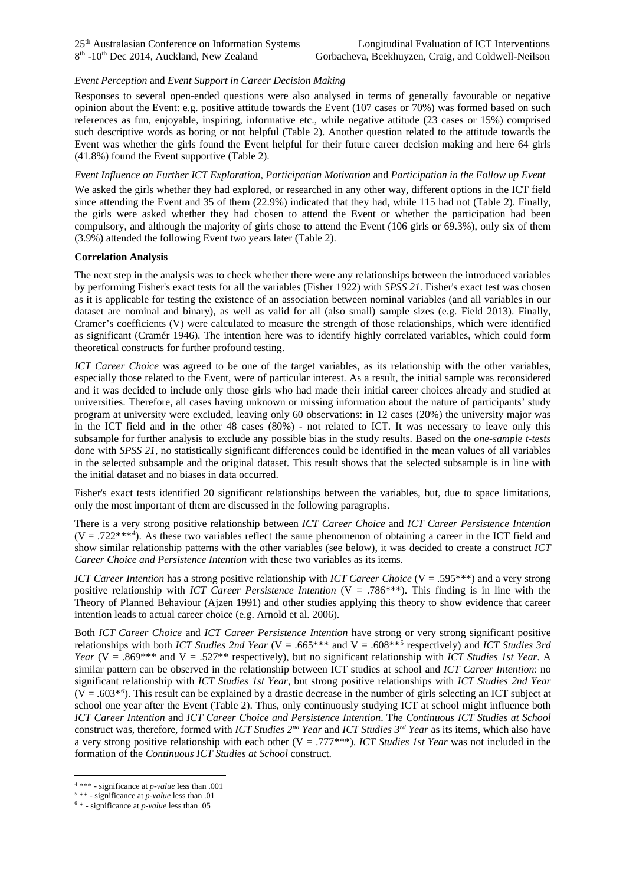*Event Perception* and *Event Support in Career Decision Making*

Responses to several open-ended questions were also analysed in terms of generally favourable or negative opinion about the Event: e.g. positive attitude towards the Event (107 cases or 70%) was formed based on such references as fun, enjoyable, inspiring, informative etc., while negative attitude (23 cases or 15%) comprised such descriptive words as boring or not helpful (Table 2). Another question related to the attitude towards the Event was whether the girls found the Event helpful for their future career decision making and here 64 girls (41.8%) found the Event supportive (Table 2).

*Event Influence on Further ICT Exploration, Participation Motivation* and *Participation in the Follow up Event*

We asked the girls whether they had explored, or researched in any other way, different options in the ICT field since attending the Event and 35 of them (22.9%) indicated that they had, while 115 had not (Table 2). Finally, the girls were asked whether they had chosen to attend the Event or whether the participation had been compulsory, and although the majority of girls chose to attend the Event (106 girls or 69.3%), only six of them (3.9%) attended the following Event two years later (Table 2).

**Correlation Analysis**

The next step in the analysis was to check whether there were any relationships between the introduced variables by performing Fisher's exact tests for all the variables (Fisher 1922) with *SPSS 21*. Fisher's exact test was chosen as it is applicable for testing the existence of an association between nominal variables (and all variables in our dataset are nominal and binary), as well as valid for all (also small) sample sizes (e.g. Field 2013). Finally, Cramer's coefficients (V) were calculated to measure the strength of those relationships, which were identified as significant (Cramér 1946). The intention here was to identify highly correlated variables, which could form theoretical constructs for further profound testing.

*ICT Career Choice* was agreed to be one of the target variables, as its relationship with the other variables, especially those related to the Event, were of particular interest. As a result, the initial sample was reconsidered and it was decided to include only those girls who had made their initial career choices already and studied at universities. Therefore, all cases having unknown or missing information about the nature of participants' study program at university were excluded, leaving only 60 observations: in 12 cases (20%) the university major was in the ICT field and in the other 48 cases (80%) - not related to ICT. It was necessary to leave only this subsample for further analysis to exclude any possible bias in the study results. Based on the *one-sample t-tests* done with *SPSS 21*, no statistically significant differences could be identified in the mean values of all variables in the selected subsample and the original dataset. This result shows that the selected subsample is in line with the initial dataset and no biases in data occurred.

Fisher's exact tests identified 20 significant relationships between the variables, but, due to space limitations, only the most important of them are discussed in the following paragraphs.

There is a very strong positive relationship between *ICT Career Choice* and *ICT Career Persistence Intention* (V = .722***[4]). As these two variables reflect the same phenomenon of obtaining a career in the ICT field and show similar relationship patterns with the other variables (see below), it was decided to create a construct *ICT Career Choice and Persistence Intention* with these two variables as its items.

*ICT Career Intention* has a strong positive relationship with *ICT Career Choice* (V = .595***) and a very strong positive relationship with *ICT Career Persistence Intention* (V = .786***). This finding is in line with the Theory of Planned Behaviour (Ajzen 1991) and other studies applying this theory to show evidence that career intention leads to actual career choice (e.g. Arnold et al. 2006).

Both *ICT Career Choice* and *ICT Career Persistence Intention* have strong or very strong significant positive relationships with both *ICT Studies 2nd Year* (V = .665*** and V = .608**[5] respectively) and *ICT Studies 3rd Year* (V = .869*** and V = .527** respectively), but no significant relationship with *ICT Studies 1st Year*. A similar pattern can be observed in the relationship between ICT studies at school and *ICT Career Intention*: no significant relationship with *ICT Studies 1st Year*, but strong positive relationships with *ICT Studies 2nd Year* (V = .603*[6]). This result can be explained by a drastic decrease in the number of girls selecting an ICT subject at school one year after the Event (Table 2). Thus, only continuously studying ICT at school might influence both *ICT Career Intention* and *ICT Career Choice and Persistence Intention*. T*he Continuous ICT Studies at School* construct was, therefore, formed with *ICT Studies 2nd Year* and *ICT Studies 3rd Year* as its items, which also have a very strong positive relationship with each other (V = .777***). *ICT Studies 1st Year* was not included in the formation of the *Continuous ICT Studies at School* construct.

---

[4] *** - significance at *p-value* less than .001

[5] ** - significance at *p-value* less than .01

[6] * - significance at *p-value* less than .05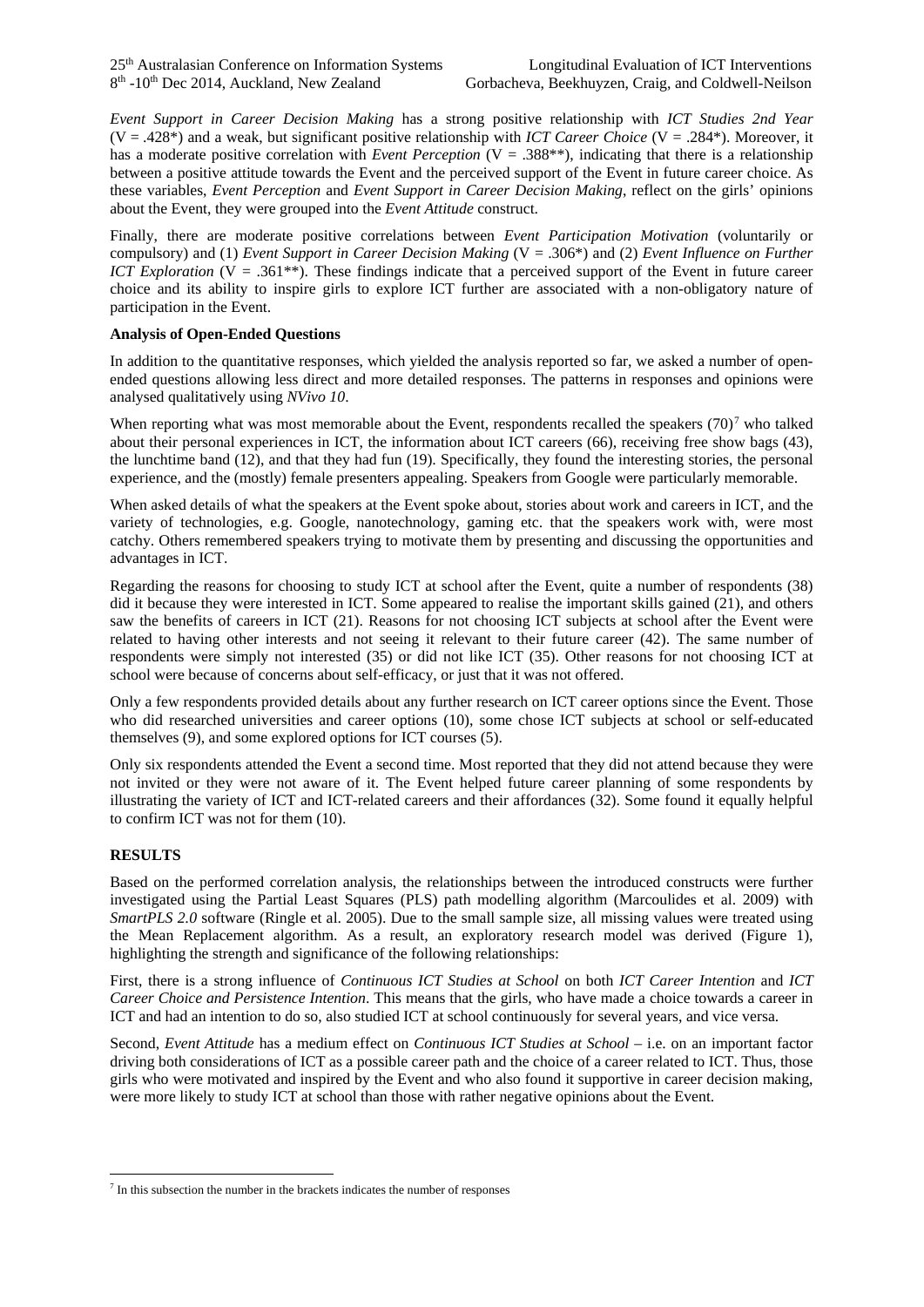*Event Support in Career Decision Making* has a strong positive relationship with *ICT Studies 2nd Year* (V = .428*) and a weak, but significant positive relationship with *ICT Career Choice* (V = .284*). Moreover, it has a moderate positive correlation with *Event Perception* (V = .388**), indicating that there is a relationship between a positive attitude towards the Event and the perceived support of the Event in future career choice. As these variables, *Event Perception* and *Event Support in Career Decision Making*, reflect on the girls' opinions about the Event, they were grouped into the *Event Attitude* construct.

Finally, there are moderate positive correlations between *Event Participation Motivation* (voluntarily or compulsory) and (1) *Event Support in Career Decision Making* (V = .306*) and (2) *Event Influence on Further ICT Exploration* (V = .361**). These findings indicate that a perceived support of the Event in future career choice and its ability to inspire girls to explore ICT further are associated with a non-obligatory nature of participation in the Event.

**Analysis of Open-Ended Questions**

In addition to the quantitative responses, which yielded the analysis reported so far, we asked a number of open-ended questions allowing less direct and more detailed responses. The patterns in responses and opinions were analysed qualitatively using *NVivo 10*.

When reporting what was most memorable about the Event, respondents recalled the speakers (70)[7] who talked about their personal experiences in ICT, the information about ICT careers (66), receiving free show bags (43), the lunchtime band (12), and that they had fun (19). Specifically, they found the interesting stories, the personal experience, and the (mostly) female presenters appealing. Speakers from Google were particularly memorable.

When asked details of what the speakers at the Event spoke about, stories about work and careers in ICT, and the variety of technologies, e.g. Google, nanotechnology, gaming etc. that the speakers work with, were most catchy. Others remembered speakers trying to motivate them by presenting and discussing the opportunities and advantages in ICT.

Regarding the reasons for choosing to study ICT at school after the Event, quite a number of respondents (38) did it because they were interested in ICT. Some appeared to realise the important skills gained (21), and others saw the benefits of careers in ICT (21). Reasons for not choosing ICT subjects at school after the Event were related to having other interests and not seeing it relevant to their future career (42). The same number of respondents were simply not interested (35) or did not like ICT (35). Other reasons for not choosing ICT at school were because of concerns about self-efficacy, or just that it was not offered.

Only a few respondents provided details about any further research on ICT career options since the Event. Those who did researched universities and career options (10), some chose ICT subjects at school or self-educated themselves (9), and some explored options for ICT courses (5).

Only six respondents attended the Event a second time. Most reported that they did not attend because they were not invited or they were not aware of it. The Event helped future career planning of some respondents by illustrating the variety of ICT and ICT-related careers and their affordances (32). Some found it equally helpful to confirm ICT was not for them (10).

## RESULTS

Based on the performed correlation analysis, the relationships between the introduced constructs were further investigated using the Partial Least Squares (PLS) path modelling algorithm (Marcoulides et al. 2009) with *SmartPLS 2.0* software (Ringle et al. 2005). Due to the small sample size, all missing values were treated using the Mean Replacement algorithm. As a result, an exploratory research model was derived (Figure 1), highlighting the strength and significance of the following relationships:

First, there is a strong influence of *Continuous ICT Studies at School* on both *ICT Career Intention* and *ICT Career Choice and Persistence Intention*. This means that the girls, who have made a choice towards a career in ICT and had an intention to do so, also studied ICT at school continuously for several years, and vice versa.

Second, *Event Attitude* has a medium effect on *Continuous ICT Studies at School* – i.e. on an important factor driving both considerations of ICT as a possible career path and the choice of a career related to ICT. Thus, those girls who were motivated and inspired by the Event and who also found it supportive in career decision making, were more likely to study ICT at school than those with rather negative opinions about the Event.

[7] In this subsection the number in the brackets indicates the number of responses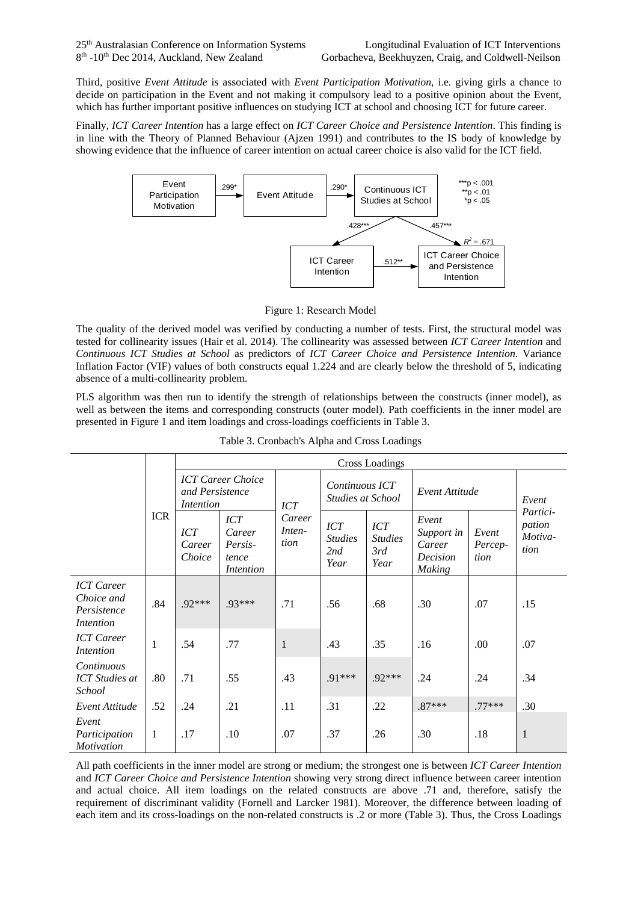Third, positive *Event Attitude* is associated with *Event Participation Motivation*, i.e. giving girls a chance to decide on participation in the Event and not making it compulsory lead to a positive opinion about the Event, which has further important positive influences on studying ICT at school and choosing ICT for future career.

Finally, *ICT Career Intention* has a large effect on *ICT Career Choice and Persistence Intention*. This finding is in line with the Theory of Planned Behaviour (Ajzen 1991) and contributes to the IS body of knowledge by showing evidence that the influence of career intention on actual career choice is also valid for the ICT field.

Figure 1: Research Model

The quality of the derived model was verified by conducting a number of tests. First, the structural model was tested for collinearity issues (Hair et al. 2014). The collinearity was assessed between *ICT Career Intention* and *Continuous ICT Studies at School* as predictors of *ICT Career Choice and Persistence Intention*. Variance Inflation Factor (VIF) values of both constructs equal 1.224 and are clearly below the threshold of 5, indicating absence of a multi-collinearity problem.

PLS algorithm was then run to identify the strength of relationships between the constructs (inner model), as well as between the items and corresponding constructs (outer model). Path coefficients in the inner model are presented in Figure 1 and item loadings and cross-loadings coefficients in Table 3.

Table 3. Cronbach's Alpha and Cross Loadings

| | ICR | Cross Loadings | | | | | | | |
|---|---|---|---|---|---|---|---|---|---|
| | | *ICT Career Choice and Persistence Intention* | | *ICT Career Inten-tion* | *Continuous ICT Studies at School* | | *Event Attitude* | | *Event Partici-pation Motiva-tion* |
| | | *ICT Career Choice* | *ICT Career Persis-tence Intention* | | *ICT Studies 2nd Year* | *ICT Studies 3rd Year* | *Event Support in Career Decision Making* | *Event Percep-tion* | |
| *ICT Career Choice and Persistence Intention* | .84 | .92*** | .93*** | .71 | .56 | .68 | .30 | .07 | .15 |
| *ICT Career Intention* | 1 | .54 | .77 | 1 | .43 | .35 | .16 | .00 | .07 |
| *Continuous ICT Studies at School* | .80 | .71 | .55 | .43 | .91*** | .92*** | .24 | .24 | .34 |
| *Event Attitude* | .52 | .24 | .21 | .11 | .31 | .22 | .87*** | .77*** | .30 |
| *Event Participation Motivation* | 1 | .17 | .10 | .07 | .37 | .26 | .30 | .18 | 1 |

All path coefficients in the inner model are strong or medium; the strongest one is between *ICT Career Intention* and *ICT Career Choice and Persistence Intention* showing very strong direct influence between career intention and actual choice. All item loadings on the related constructs are above .71 and, therefore, satisfy the requirement of discriminant validity (Fornell and Larcker 1981). Moreover, the difference between loading of each item and its cross-loadings on the non-related constructs is .2 or more (Table 3). Thus, the Cross Loadings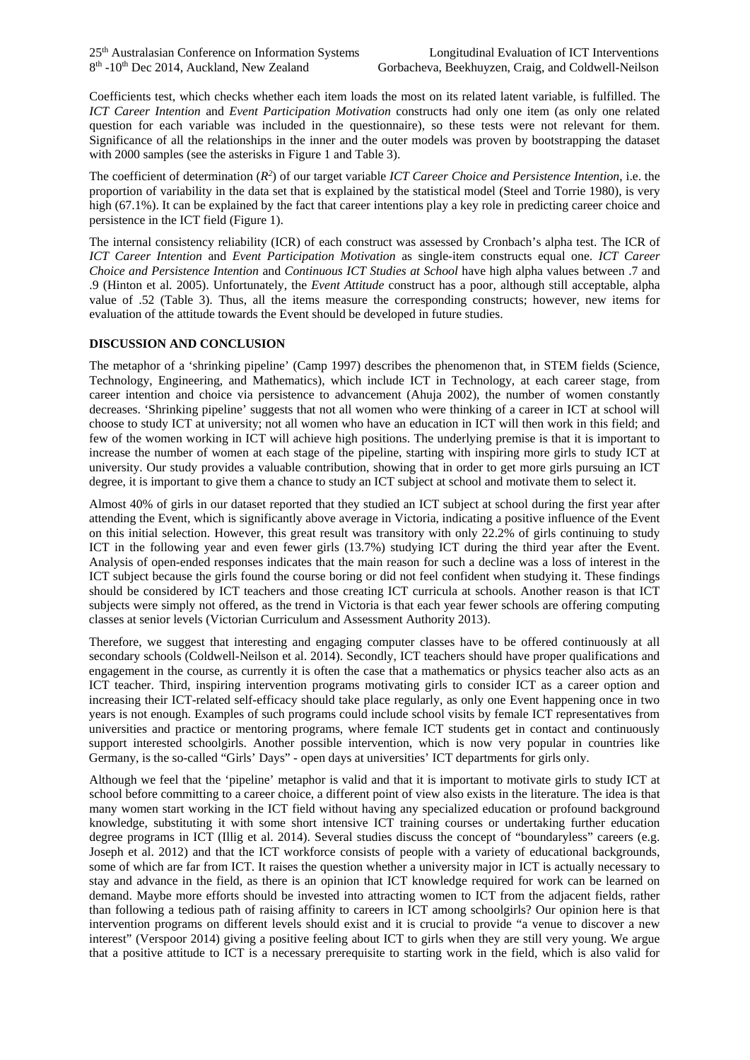Coefficients test, which checks whether each item loads the most on its related latent variable, is fulfilled. The *ICT Career Intention* and *Event Participation Motivation* constructs had only one item (as only one related question for each variable was included in the questionnaire), so these tests were not relevant for them. Significance of all the relationships in the inner and the outer models was proven by bootstrapping the dataset with 2000 samples (see the asterisks in Figure 1 and Table 3).

The coefficient of determination ($R^2$) of our target variable *ICT Career Choice and Persistence Intention*, i.e. the proportion of variability in the data set that is explained by the statistical model (Steel and Torrie 1980), is very high (67.1%). It can be explained by the fact that career intentions play a key role in predicting career choice and persistence in the ICT field (Figure 1).

The internal consistency reliability (ICR) of each construct was assessed by Cronbach's alpha test. The ICR of *ICT Career Intention* and *Event Participation Motivation* as single-item constructs equal one. *ICT Career Choice and Persistence Intention* and *Continuous ICT Studies at School* have high alpha values between .7 and .9 (Hinton et al. 2005). Unfortunately, the *Event Attitude* construct has a poor, although still acceptable, alpha value of .52 (Table 3). Thus, all the items measure the corresponding constructs; however, new items for evaluation of the attitude towards the Event should be developed in future studies.

## DISCUSSION AND CONCLUSION

The metaphor of a 'shrinking pipeline' (Camp 1997) describes the phenomenon that, in STEM fields (Science, Technology, Engineering, and Mathematics), which include ICT in Technology, at each career stage, from career intention and choice via persistence to advancement (Ahuja 2002), the number of women constantly decreases. 'Shrinking pipeline' suggests that not all women who were thinking of a career in ICT at school will choose to study ICT at university; not all women who have an education in ICT will then work in this field; and few of the women working in ICT will achieve high positions. The underlying premise is that it is important to increase the number of women at each stage of the pipeline, starting with inspiring more girls to study ICT at university. Our study provides a valuable contribution, showing that in order to get more girls pursuing an ICT degree, it is important to give them a chance to study an ICT subject at school and motivate them to select it.

Almost 40% of girls in our dataset reported that they studied an ICT subject at school during the first year after attending the Event, which is significantly above average in Victoria, indicating a positive influence of the Event on this initial selection. However, this great result was transitory with only 22.2% of girls continuing to study ICT in the following year and even fewer girls (13.7%) studying ICT during the third year after the Event. Analysis of open-ended responses indicates that the main reason for such a decline was a loss of interest in the ICT subject because the girls found the course boring or did not feel confident when studying it. These findings should be considered by ICT teachers and those creating ICT curricula at schools. Another reason is that ICT subjects were simply not offered, as the trend in Victoria is that each year fewer schools are offering computing classes at senior levels (Victorian Curriculum and Assessment Authority 2013).

Therefore, we suggest that interesting and engaging computer classes have to be offered continuously at all secondary schools (Coldwell-Neilson et al. 2014). Secondly, ICT teachers should have proper qualifications and engagement in the course, as currently it is often the case that a mathematics or physics teacher also acts as an ICT teacher. Third, inspiring intervention programs motivating girls to consider ICT as a career option and increasing their ICT-related self-efficacy should take place regularly, as only one Event happening once in two years is not enough. Examples of such programs could include school visits by female ICT representatives from universities and practice or mentoring programs, where female ICT students get in contact and continuously support interested schoolgirls. Another possible intervention, which is now very popular in countries like Germany, is the so-called "Girls' Days" - open days at universities' ICT departments for girls only.

Although we feel that the 'pipeline' metaphor is valid and that it is important to motivate girls to study ICT at school before committing to a career choice, a different point of view also exists in the literature. The idea is that many women start working in the ICT field without having any specialized education or profound background knowledge, substituting it with some short intensive ICT training courses or undertaking further education degree programs in ICT (Illig et al. 2014). Several studies discuss the concept of "boundaryless" careers (e.g. Joseph et al. 2012) and that the ICT workforce consists of people with a variety of educational backgrounds, some of which are far from ICT. It raises the question whether a university major in ICT is actually necessary to stay and advance in the field, as there is an opinion that ICT knowledge required for work can be learned on demand. Maybe more efforts should be invested into attracting women to ICT from the adjacent fields, rather than following a tedious path of raising affinity to careers in ICT among schoolgirls? Our opinion here is that intervention programs on different levels should exist and it is crucial to provide "a venue to discover a new interest" (Verspoor 2014) giving a positive feeling about ICT to girls when they are still very young. We argue that a positive attitude to ICT is a necessary prerequisite to starting work in the field, which is also valid for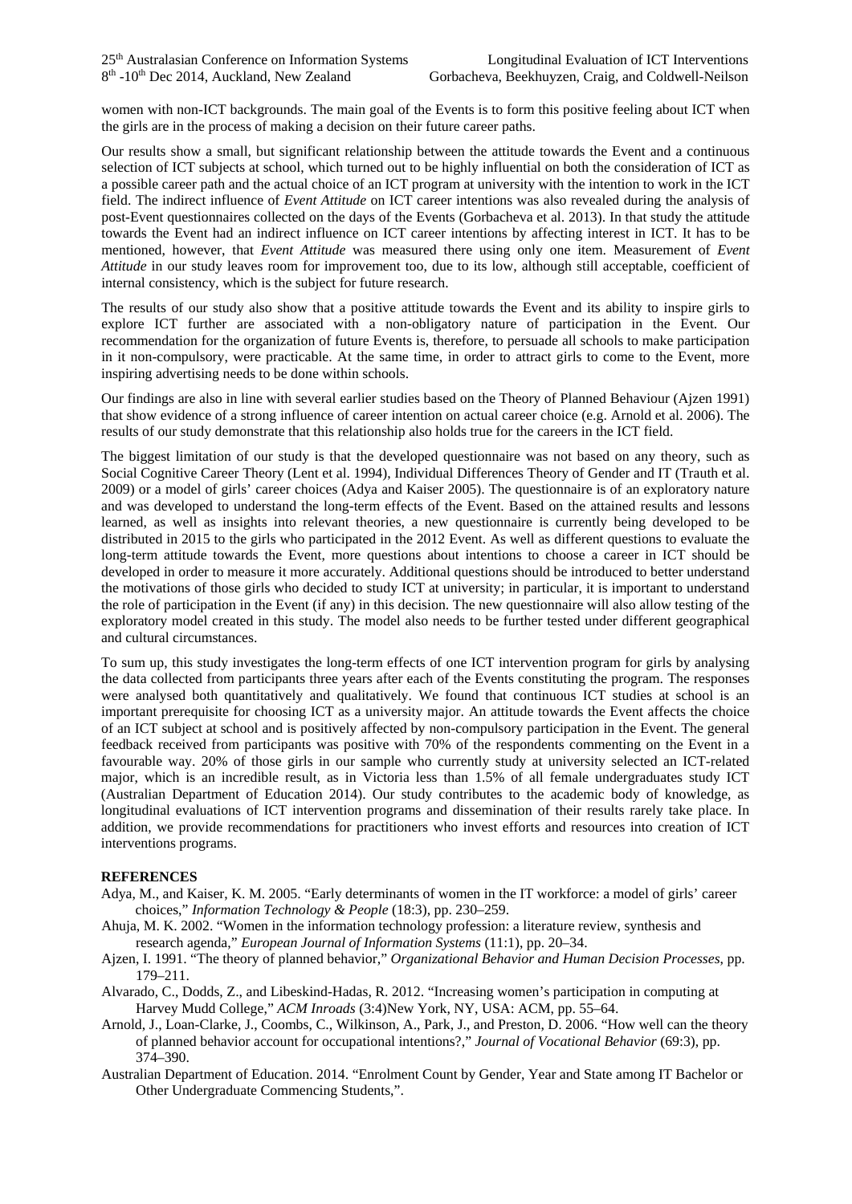women with non-ICT backgrounds. The main goal of the Events is to form this positive feeling about ICT when the girls are in the process of making a decision on their future career paths.

Our results show a small, but significant relationship between the attitude towards the Event and a continuous selection of ICT subjects at school, which turned out to be highly influential on both the consideration of ICT as a possible career path and the actual choice of an ICT program at university with the intention to work in the ICT field. The indirect influence of *Event Attitude* on ICT career intentions was also revealed during the analysis of post-Event questionnaires collected on the days of the Events (Gorbacheva et al. 2013). In that study the attitude towards the Event had an indirect influence on ICT career intentions by affecting interest in ICT. It has to be mentioned, however, that *Event Attitude* was measured there using only one item. Measurement of *Event Attitude* in our study leaves room for improvement too, due to its low, although still acceptable, coefficient of internal consistency, which is the subject for future research.

The results of our study also show that a positive attitude towards the Event and its ability to inspire girls to explore ICT further are associated with a non-obligatory nature of participation in the Event. Our recommendation for the organization of future Events is, therefore, to persuade all schools to make participation in it non-compulsory, were practicable. At the same time, in order to attract girls to come to the Event, more inspiring advertising needs to be done within schools.

Our findings are also in line with several earlier studies based on the Theory of Planned Behaviour (Ajzen 1991) that show evidence of a strong influence of career intention on actual career choice (e.g. Arnold et al. 2006). The results of our study demonstrate that this relationship also holds true for the careers in the ICT field.

The biggest limitation of our study is that the developed questionnaire was not based on any theory, such as Social Cognitive Career Theory (Lent et al. 1994), Individual Differences Theory of Gender and IT (Trauth et al. 2009) or a model of girls' career choices (Adya and Kaiser 2005). The questionnaire is of an exploratory nature and was developed to understand the long-term effects of the Event. Based on the attained results and lessons learned, as well as insights into relevant theories, a new questionnaire is currently being developed to be distributed in 2015 to the girls who participated in the 2012 Event. As well as different questions to evaluate the long-term attitude towards the Event, more questions about intentions to choose a career in ICT should be developed in order to measure it more accurately. Additional questions should be introduced to better understand the motivations of those girls who decided to study ICT at university; in particular, it is important to understand the role of participation in the Event (if any) in this decision. The new questionnaire will also allow testing of the exploratory model created in this study. The model also needs to be further tested under different geographical and cultural circumstances.

To sum up, this study investigates the long-term effects of one ICT intervention program for girls by analysing the data collected from participants three years after each of the Events constituting the program. The responses were analysed both quantitatively and qualitatively. We found that continuous ICT studies at school is an important prerequisite for choosing ICT as a university major. An attitude towards the Event affects the choice of an ICT subject at school and is positively affected by non-compulsory participation in the Event. The general feedback received from participants was positive with 70% of the respondents commenting on the Event in a favourable way. 20% of those girls in our sample who currently study at university selected an ICT-related major, which is an incredible result, as in Victoria less than 1.5% of all female undergraduates study ICT (Australian Department of Education 2014). Our study contributes to the academic body of knowledge, as longitudinal evaluations of ICT intervention programs and dissemination of their results rarely take place. In addition, we provide recommendations for practitioners who invest efforts and resources into creation of ICT interventions programs.

## REFERENCES

Adya, M., and Kaiser, K. M. 2005. "Early determinants of women in the IT workforce: a model of girls' career choices," *Information Technology & People* (18:3), pp. 230–259.

Ahuja, M. K. 2002. "Women in the information technology profession: a literature review, synthesis and research agenda," *European Journal of Information Systems* (11:1), pp. 20–34.

Ajzen, I. 1991. "The theory of planned behavior," *Organizational Behavior and Human Decision Processes*, pp. 179–211.

Alvarado, C., Dodds, Z., and Libeskind-Hadas, R. 2012. "Increasing women's participation in computing at Harvey Mudd College," *ACM Inroads* (3:4)New York, NY, USA: ACM, pp. 55–64.

Arnold, J., Loan-Clarke, J., Coombs, C., Wilkinson, A., Park, J., and Preston, D. 2006. "How well can the theory of planned behavior account for occupational intentions?," *Journal of Vocational Behavior* (69:3), pp. 374–390.

Australian Department of Education. 2014. "Enrolment Count by Gender, Year and State among IT Bachelor or Other Undergraduate Commencing Students,".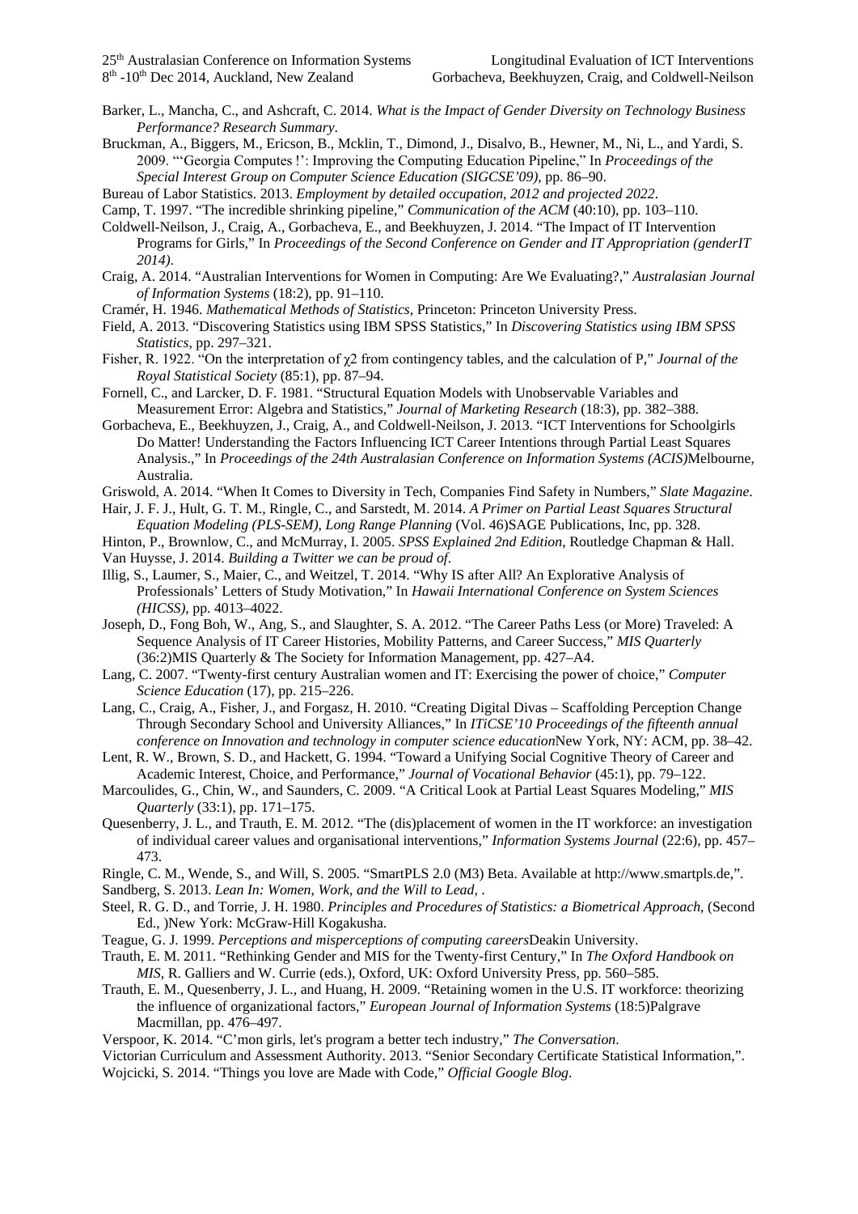Barker, L., Mancha, C., and Ashcraft, C. 2014. *What is the Impact of Gender Diversity on Technology Business Performance? Research Summary*.

Bruckman, A., Biggers, M., Ericson, B., Mcklin, T., Dimond, J., Disalvo, B., Hewner, M., Ni, L., and Yardi, S. 2009. "'Georgia Computes !': Improving the Computing Education Pipeline," In *Proceedings of the Special Interest Group on Computer Science Education (SIGCSE'09)*, pp. 86–90.

Bureau of Labor Statistics. 2013. *Employment by detailed occupation, 2012 and projected 2022*.

Camp, T. 1997. "The incredible shrinking pipeline," *Communication of the ACM* (40:10), pp. 103–110.

Coldwell-Neilson, J., Craig, A., Gorbacheva, E., and Beekhuyzen, J. 2014. "The Impact of IT Intervention Programs for Girls," In *Proceedings of the Second Conference on Gender and IT Appropriation (genderIT 2014)*.

Craig, A. 2014. "Australian Interventions for Women in Computing: Are We Evaluating?," *Australasian Journal of Information Systems* (18:2), pp. 91–110.

Cramér, H. 1946. *Mathematical Methods of Statistics*, Princeton: Princeton University Press.

Field, A. 2013. "Discovering Statistics using IBM SPSS Statistics," In *Discovering Statistics using IBM SPSS Statistics*, pp. 297–321.

Fisher, R. 1922. "On the interpretation of $\chi2$ from contingency tables, and the calculation of P," *Journal of the Royal Statistical Society* (85:1), pp. 87–94.

Fornell, C., and Larcker, D. F. 1981. "Structural Equation Models with Unobservable Variables and Measurement Error: Algebra and Statistics," *Journal of Marketing Research* (18:3), pp. 382–388.

Gorbacheva, E., Beekhuyzen, J., Craig, A., and Coldwell-Neilson, J. 2013. "ICT Interventions for Schoolgirls Do Matter! Understanding the Factors Influencing ICT Career Intentions through Partial Least Squares Analysis.," In *Proceedings of the 24th Australasian Conference on Information Systems (ACIS)*Melbourne, Australia.

Griswold, A. 2014. "When It Comes to Diversity in Tech, Companies Find Safety in Numbers," *Slate Magazine*.

Hair, J. F. J., Hult, G. T. M., Ringle, C., and Sarstedt, M. 2014. *A Primer on Partial Least Squares Structural Equation Modeling (PLS-SEM)*, *Long Range Planning* (Vol. 46)SAGE Publications, Inc, pp. 328.

Hinton, P., Brownlow, C., and McMurray, I. 2005. *SPSS Explained 2nd Edition*, Routledge Chapman & Hall.

Van Huysse, J. 2014. *Building a Twitter we can be proud of*.

Illig, S., Laumer, S., Maier, C., and Weitzel, T. 2014. "Why IS after All? An Explorative Analysis of Professionals' Letters of Study Motivation," In *Hawaii International Conference on System Sciences (HICSS)*, pp. 4013–4022.

Joseph, D., Fong Boh, W., Ang, S., and Slaughter, S. A. 2012. "The Career Paths Less (or More) Traveled: A Sequence Analysis of IT Career Histories, Mobility Patterns, and Career Success," *MIS Quarterly* (36:2)MIS Quarterly & The Society for Information Management, pp. 427–A4.

Lang, C. 2007. "Twenty-first century Australian women and IT: Exercising the power of choice," *Computer Science Education* (17), pp. 215–226.

Lang, C., Craig, A., Fisher, J., and Forgasz, H. 2010. "Creating Digital Divas – Scaffolding Perception Change Through Secondary School and University Alliances," In *ITiCSE'10 Proceedings of the fifteenth annual conference on Innovation and technology in computer science education*New York, NY: ACM, pp. 38–42.

Lent, R. W., Brown, S. D., and Hackett, G. 1994. "Toward a Unifying Social Cognitive Theory of Career and Academic Interest, Choice, and Performance," *Journal of Vocational Behavior* (45:1), pp. 79–122.

Marcoulides, G., Chin, W., and Saunders, C. 2009. "A Critical Look at Partial Least Squares Modeling," *MIS Quarterly* (33:1), pp. 171–175.

Quesenberry, J. L., and Trauth, E. M. 2012. "The (dis)placement of women in the IT workforce: an investigation of individual career values and organisational interventions," *Information Systems Journal* (22:6), pp. 457–473.

Ringle, C. M., Wende, S., and Will, S. 2005. "SmartPLS 2.0 (M3) Beta. Available at http://www.smartpls.de,".

Sandberg, S. 2013. *Lean In: Women, Work, and the Will to Lead*, .

Steel, R. G. D., and Torrie, J. H. 1980. *Principles and Procedures of Statistics: a Biometrical Approach*, (Second Ed., )New York: McGraw-Hill Kogakusha.

Teague, G. J. 1999. *Perceptions and misperceptions of computing careers*Deakin University.

Trauth, E. M. 2011. "Rethinking Gender and MIS for the Twenty-first Century," In *The Oxford Handbook on MIS*, R. Galliers and W. Currie (eds.), Oxford, UK: Oxford University Press, pp. 560–585.

Trauth, E. M., Quesenberry, J. L., and Huang, H. 2009. "Retaining women in the U.S. IT workforce: theorizing the influence of organizational factors," *European Journal of Information Systems* (18:5)Palgrave Macmillan, pp. 476–497.

Verspoor, K. 2014. "C'mon girls, let's program a better tech industry," *The Conversation*.

Victorian Curriculum and Assessment Authority. 2013. "Senior Secondary Certificate Statistical Information,".

Wojcicki, S. 2014. "Things you love are Made with Code," *Official Google Blog*.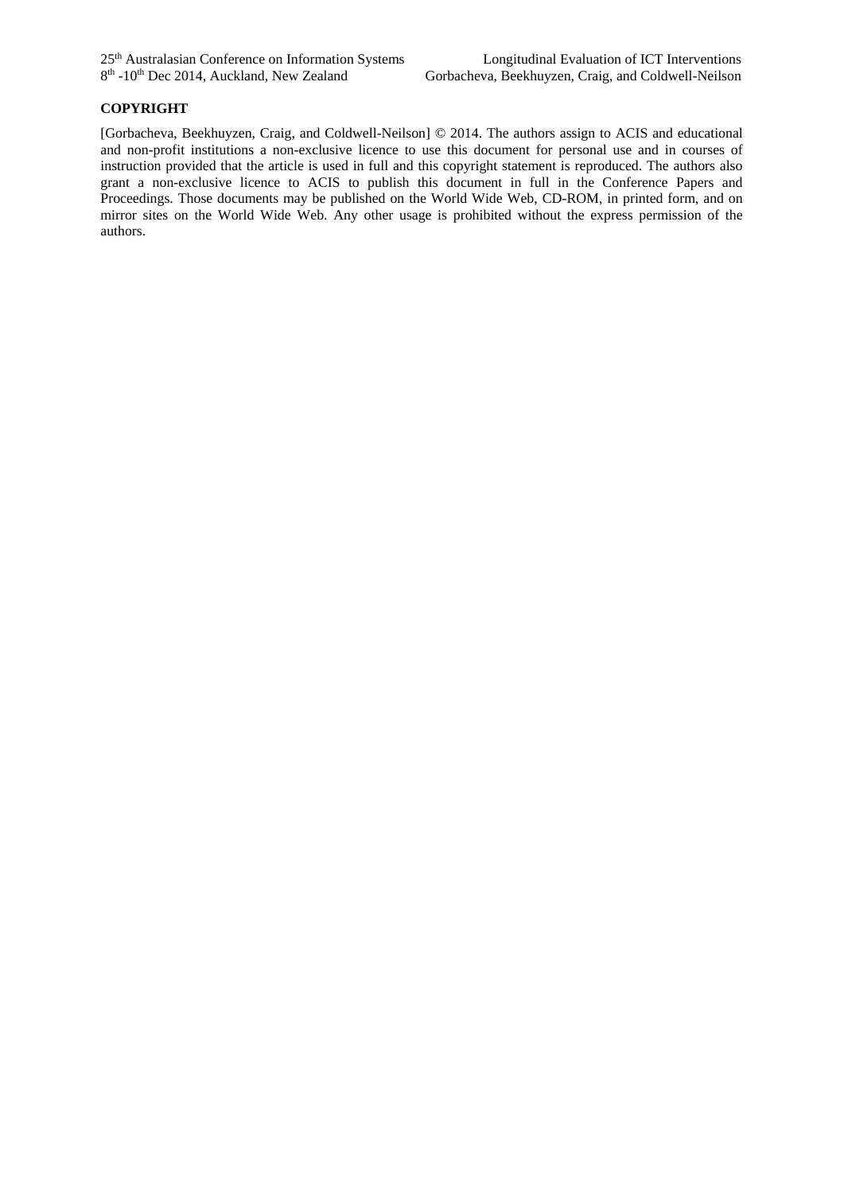**COPYRIGHT**

[Gorbacheva, Beekhuyzen, Craig, and Coldwell-Neilson] © 2014. The authors assign to ACIS and educational and non-profit institutions a non-exclusive licence to use this document for personal use and in courses of instruction provided that the article is used in full and this copyright statement is reproduced. The authors also grant a non-exclusive licence to ACIS to publish this document in full in the Conference Papers and Proceedings. Those documents may be published on the World Wide Web, CD-ROM, in printed form, and on mirror sites on the World Wide Web. Any other usage is prohibited without the express permission of the authors.